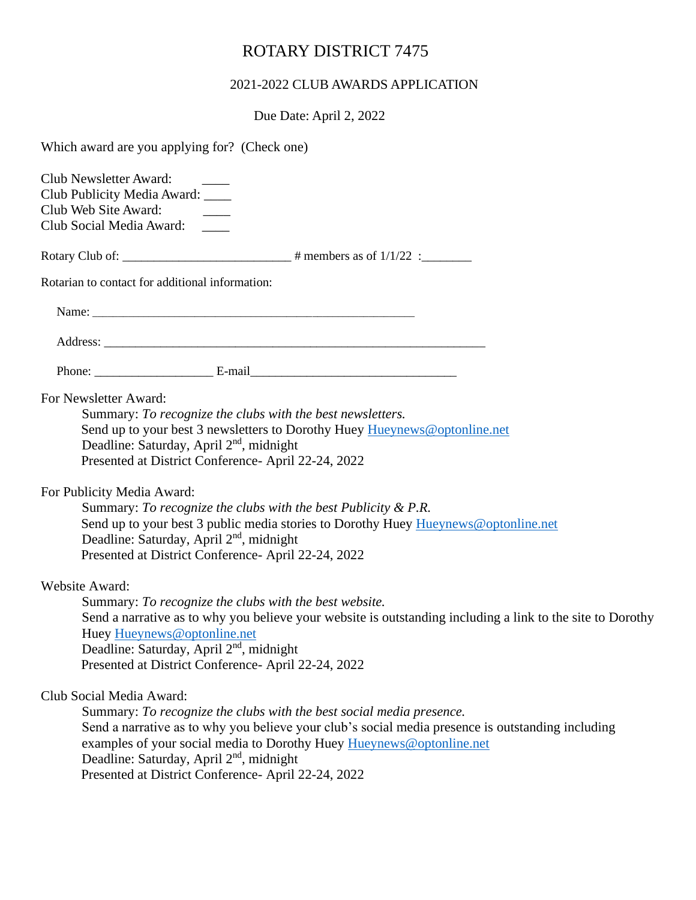# ROTARY DISTRICT 7475

## 2021-2022 CLUB AWARDS APPLICATION

Due Date: April 2, 2022

Which award are you applying for? (Check one)

Club Newsletter Award: ____
Club Publicity Media Award: ____
Club Web Site Award: ____
Club Social Media Award: ____

Rotary Club of: __________________________ # members as of 1/1/22 :________

Rotarian to contact for additional information:

Name: ___________________________________________________

Address: ____________________________________________________________

Phone: __________________ E-mail________________________________

For Newsletter Award:

Summary: *To recognize the clubs with the best newsletters.*
Send up to your best 3 newsletters to Dorothy Huey Hueynews@optonline.net
Deadline: Saturday, April 2nd, midnight
Presented at District Conference- April 22-24, 2022

For Publicity Media Award:

Summary: *To recognize the clubs with the best Publicity & P.R.*
Send up to your best 3 public media stories to Dorothy Huey Hueynews@optonline.net
Deadline: Saturday, April 2nd, midnight
Presented at District Conference- April 22-24, 2022

Website Award:

Summary: *To recognize the clubs with the best website.*
Send a narrative as to why you believe your website is outstanding including a link to the site to Dorothy Huey Hueynews@optonline.net
Deadline: Saturday, April 2nd, midnight
Presented at District Conference- April 22-24, 2022

Club Social Media Award:

Summary: *To recognize the clubs with the best social media presence.*
Send a narrative as to why you believe your club's social media presence is outstanding including examples of your social media to Dorothy Huey Hueynews@optonline.net
Deadline: Saturday, April 2nd, midnight
Presented at District Conference- April 22-24, 2022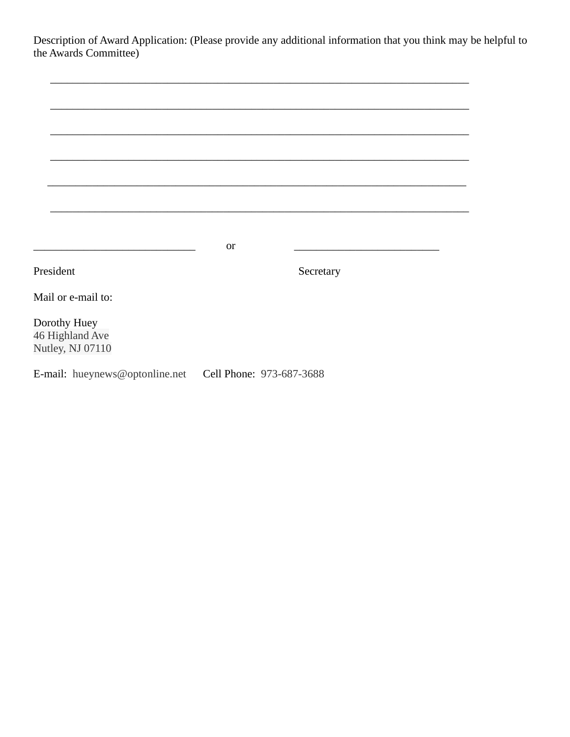Description of Award Application: (Please provide any additional information that you think may be helpful to the Awards Committee)

________________________________________________________________________________

________________________________________________________________________________

________________________________________________________________________________

________________________________________________________________________________

________________________________________________________________________________

________________________________________________________________________________

______________________________ or ___________________________

President Secretary

Mail or e-mail to:

Dorothy Huey
46 Highland Ave
Nutley, NJ 07110

E-mail: hueynews@optonline.net Cell Phone: 973-687-3688